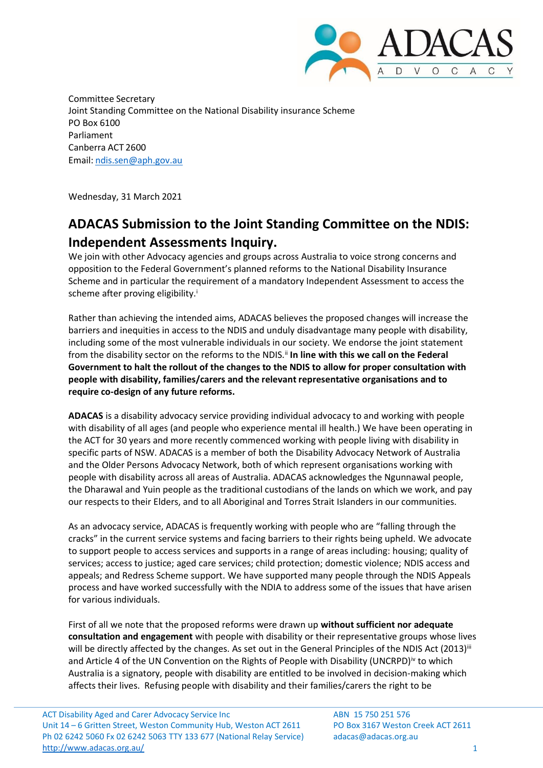Committee Secretary
Joint Standing Committee on the National Disability insurance Scheme
PO Box 6100
Parliament
Canberra ACT 2600
Email: ndis.sen@aph.gov.au

Wednesday, 31 March 2021

# ADACAS Submission to the Joint Standing Committee on the NDIS: Independent Assessments Inquiry.

We join with other Advocacy agencies and groups across Australia to voice strong concerns and opposition to the Federal Government's planned reforms to the National Disability Insurance Scheme and in particular the requirement of a mandatory Independent Assessment to access the scheme after proving eligibility.[i]

Rather than achieving the intended aims, ADACAS believes the proposed changes will increase the barriers and inequities in access to the NDIS and unduly disadvantage many people with disability, including some of the most vulnerable individuals in our society. We endorse the joint statement from the disability sector on the reforms to the NDIS.[ii] **In line with this we call on the Federal Government to halt the rollout of the changes to the NDIS to allow for proper consultation with people with disability, families/carers and the relevant representative organisations and to require co-design of any future reforms.**

**ADACAS** is a disability advocacy service providing individual advocacy to and working with people with disability of all ages (and people who experience mental ill health.) We have been operating in the ACT for 30 years and more recently commenced working with people living with disability in specific parts of NSW. ADACAS is a member of both the Disability Advocacy Network of Australia and the Older Persons Advocacy Network, both of which represent organisations working with people with disability across all areas of Australia. ADACAS acknowledges the Ngunnawal people, the Dharawal and Yuin people as the traditional custodians of the lands on which we work, and pay our respects to their Elders, and to all Aboriginal and Torres Strait Islanders in our communities.

As an advocacy service, ADACAS is frequently working with people who are "falling through the cracks" in the current service systems and facing barriers to their rights being upheld. We advocate to support people to access services and supports in a range of areas including: housing; quality of services; access to justice; aged care services; child protection; domestic violence; NDIS access and appeals; and Redress Scheme support. We have supported many people through the NDIS Appeals process and have worked successfully with the NDIA to address some of the issues that have arisen for various individuals.

First of all we note that the proposed reforms were drawn up **without sufficient nor adequate consultation and engagement** with people with disability or their representative groups whose lives will be directly affected by the changes. As set out in the General Principles of the NDIS Act (2013)[iii] and Article 4 of the UN Convention on the Rights of People with Disability (UNCRPD)[iv] to which Australia is a signatory, people with disability are entitled to be involved in decision-making which affects their lives. Refusing people with disability and their families/carers the right to be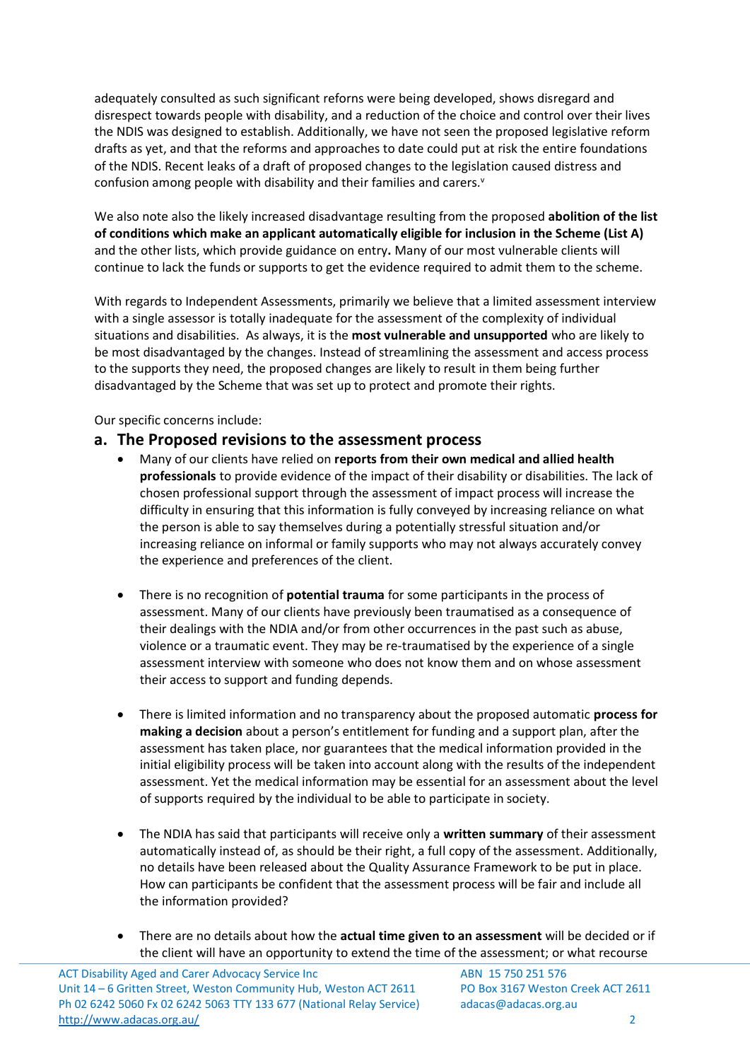adequately consulted as such significant reforns were being developed, shows disregard and disrespect towards people with disability, and a reduction of the choice and control over their lives the NDIS was designed to establish. Additionally, we have not seen the proposed legislative reform drafts as yet, and that the reforms and approaches to date could put at risk the entire foundations of the NDIS. Recent leaks of a draft of proposed changes to the legislation caused distress and confusion among people with disability and their families and carers.[v]

We also note also the likely increased disadvantage resulting from the proposed **abolition of the list of conditions which make an applicant automatically eligible for inclusion in the Scheme (List A)** and the other lists, which provide guidance on entry**.** Many of our most vulnerable clients will continue to lack the funds or supports to get the evidence required to admit them to the scheme.

With regards to Independent Assessments, primarily we believe that a limited assessment interview with a single assessor is totally inadequate for the assessment of the complexity of individual situations and disabilities. As always, it is the **most vulnerable and unsupported** who are likely to be most disadvantaged by the changes. Instead of streamlining the assessment and access process to the supports they need, the proposed changes are likely to result in them being further disadvantaged by the Scheme that was set up to protect and promote their rights.

Our specific concerns include:

## a. The Proposed revisions to the assessment process

- Many of our clients have relied on **reports from their own medical and allied health professionals** to provide evidence of the impact of their disability or disabilities. The lack of chosen professional support through the assessment of impact process will increase the difficulty in ensuring that this information is fully conveyed by increasing reliance on what the person is able to say themselves during a potentially stressful situation and/or increasing reliance on informal or family supports who may not always accurately convey the experience and preferences of the client.

- There is no recognition of **potential trauma** for some participants in the process of assessment. Many of our clients have previously been traumatised as a consequence of their dealings with the NDIA and/or from other occurrences in the past such as abuse, violence or a traumatic event. They may be re-traumatised by the experience of a single assessment interview with someone who does not know them and on whose assessment their access to support and funding depends.

- There is limited information and no transparency about the proposed automatic **process for making a decision** about a person's entitlement for funding and a support plan, after the assessment has taken place, nor guarantees that the medical information provided in the initial eligibility process will be taken into account along with the results of the independent assessment. Yet the medical information may be essential for an assessment about the level of supports required by the individual to be able to participate in society.

- The NDIA has said that participants will receive only a **written summary** of their assessment automatically instead of, as should be their right, a full copy of the assessment. Additionally, no details have been released about the Quality Assurance Framework to be put in place. How can participants be confident that the assessment process will be fair and include all the information provided?

- There are no details about how the **actual time given to an assessment** will be decided or if the client will have an opportunity to extend the time of the assessment; or what recourse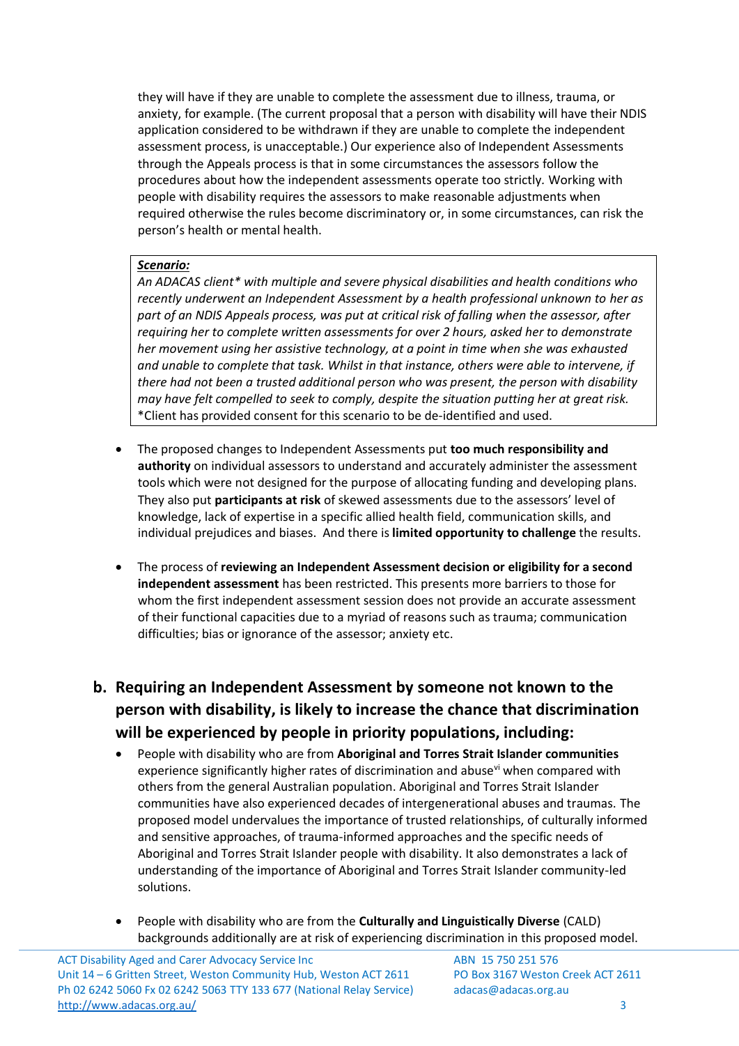they will have if they are unable to complete the assessment due to illness, trauma, or anxiety, for example. (The current proposal that a person with disability will have their NDIS application considered to be withdrawn if they are unable to complete the independent assessment process, is unacceptable.) Our experience also of Independent Assessments through the Appeals process is that in some circumstances the assessors follow the procedures about how the independent assessments operate too strictly. Working with people with disability requires the assessors to make reasonable adjustments when required otherwise the rules become discriminatory or, in some circumstances, can risk the person's health or mental health.

> ***Scenario:***
>
> *An ADACAS client* with multiple and severe physical disabilities and health conditions who recently underwent an Independent Assessment by a health professional unknown to her as part of an NDIS Appeals process, was put at critical risk of falling when the assessor, after requiring her to complete written assessments for over 2 hours, asked her to demonstrate her movement using her assistive technology, at a point in time when she was exhausted and unable to complete that task. Whilst in that instance, others were able to intervene, if there had not been a trusted additional person who was present, the person with disability may have felt compelled to seek to comply, despite the situation putting her at great risk.*
>
> *Client has provided consent for this scenario to be de-identified and used.

- The proposed changes to Independent Assessments put **too much responsibility and authority** on individual assessors to understand and accurately administer the assessment tools which were not designed for the purpose of allocating funding and developing plans. They also put **participants at risk** of skewed assessments due to the assessors' level of knowledge, lack of expertise in a specific allied health field, communication skills, and individual prejudices and biases. And there is **limited opportunity to challenge** the results.

- The process of **reviewing an Independent Assessment decision or eligibility for a second independent assessment** has been restricted. This presents more barriers to those for whom the first independent assessment session does not provide an accurate assessment of their functional capacities due to a myriad of reasons such as trauma; communication difficulties; bias or ignorance of the assessor; anxiety etc.

## b. Requiring an Independent Assessment by someone not known to the person with disability, is likely to increase the chance that discrimination will be experienced by people in priority populations, including:

- People with disability who are from **Aboriginal and Torres Strait Islander communities** experience significantly higher rates of discrimination and abuse[vi] when compared with others from the general Australian population. Aboriginal and Torres Strait Islander communities have also experienced decades of intergenerational abuses and traumas. The proposed model undervalues the importance of trusted relationships, of culturally informed and sensitive approaches, of trauma-informed approaches and the specific needs of Aboriginal and Torres Strait Islander people with disability. It also demonstrates a lack of understanding of the importance of Aboriginal and Torres Strait Islander community-led solutions.

- People with disability who are from the **Culturally and Linguistically Diverse** (CALD) backgrounds additionally are at risk of experiencing discrimination in this proposed model.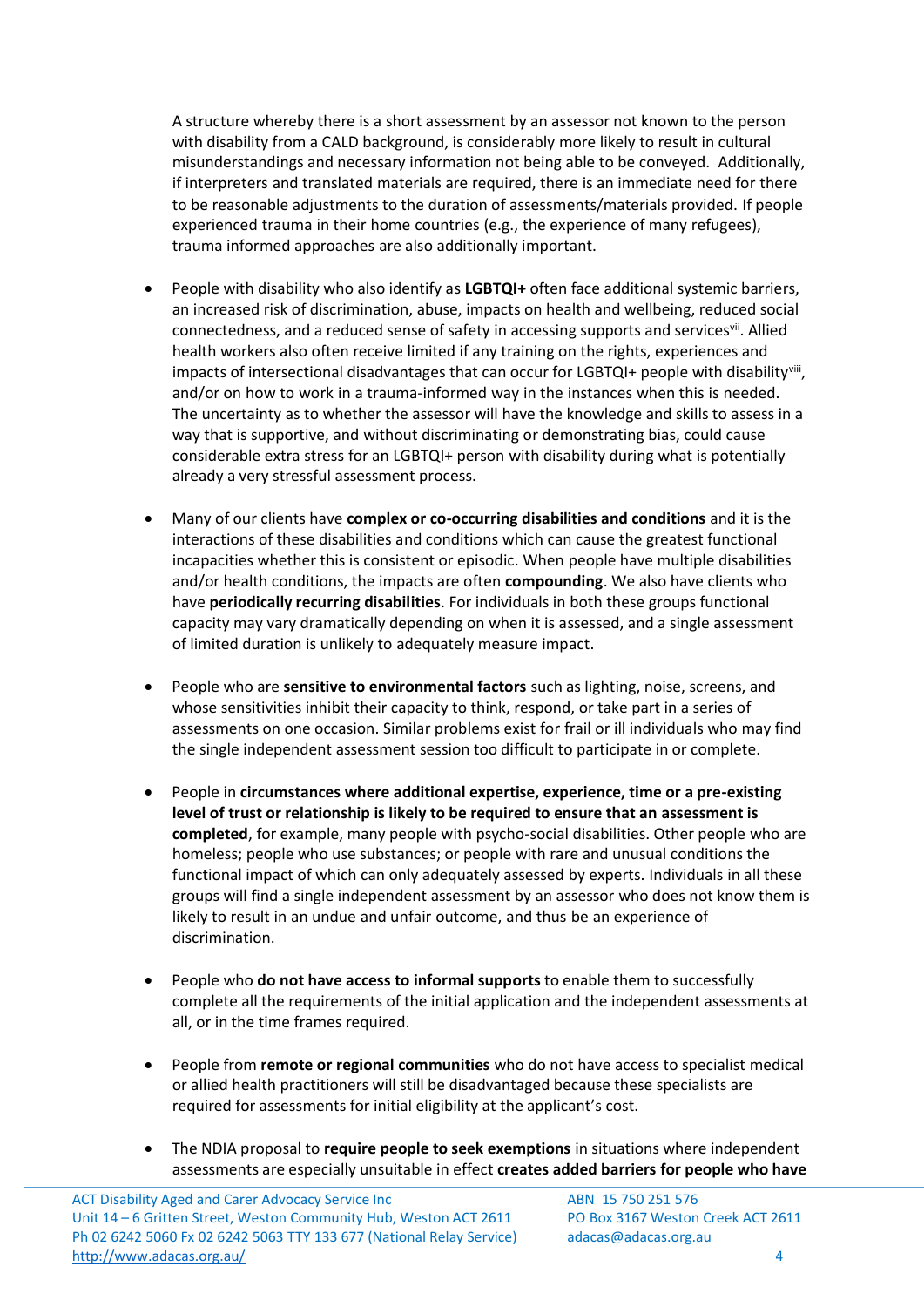A structure whereby there is a short assessment by an assessor not known to the person with disability from a CALD background, is considerably more likely to result in cultural misunderstandings and necessary information not being able to be conveyed. Additionally, if interpreters and translated materials are required, there is an immediate need for there to be reasonable adjustments to the duration of assessments/materials provided. If people experienced trauma in their home countries (e.g., the experience of many refugees), trauma informed approaches are also additionally important.

- People with disability who also identify as **LGBTQI+** often face additional systemic barriers, an increased risk of discrimination, abuse, impacts on health and wellbeing, reduced social connectedness, and a reduced sense of safety in accessing supports and services[vii]. Allied health workers also often receive limited if any training on the rights, experiences and impacts of intersectional disadvantages that can occur for LGBTQI+ people with disability[viii], and/or on how to work in a trauma-informed way in the instances when this is needed. The uncertainty as to whether the assessor will have the knowledge and skills to assess in a way that is supportive, and without discriminating or demonstrating bias, could cause considerable extra stress for an LGBTQI+ person with disability during what is potentially already a very stressful assessment process.

- Many of our clients have **complex or co-occurring disabilities and conditions** and it is the interactions of these disabilities and conditions which can cause the greatest functional incapacities whether this is consistent or episodic. When people have multiple disabilities and/or health conditions, the impacts are often **compounding**. We also have clients who have **periodically recurring disabilities**. For individuals in both these groups functional capacity may vary dramatically depending on when it is assessed, and a single assessment of limited duration is unlikely to adequately measure impact.

- People who are **sensitive to environmental factors** such as lighting, noise, screens, and whose sensitivities inhibit their capacity to think, respond, or take part in a series of assessments on one occasion. Similar problems exist for frail or ill individuals who may find the single independent assessment session too difficult to participate in or complete.

- People in **circumstances where additional expertise, experience, time or a pre-existing level of trust or relationship is likely to be required to ensure that an assessment is completed**, for example, many people with psycho-social disabilities. Other people who are homeless; people who use substances; or people with rare and unusual conditions the functional impact of which can only adequately assessed by experts. Individuals in all these groups will find a single independent assessment by an assessor who does not know them is likely to result in an undue and unfair outcome, and thus be an experience of discrimination.

- People who **do not have access to informal supports** to enable them to successfully complete all the requirements of the initial application and the independent assessments at all, or in the time frames required.

- People from **remote or regional communities** who do not have access to specialist medical or allied health practitioners will still be disadvantaged because these specialists are required for assessments for initial eligibility at the applicant's cost.

- The NDIA proposal to **require people to seek exemptions** in situations where independent assessments are especially unsuitable in effect **creates added barriers for people who have**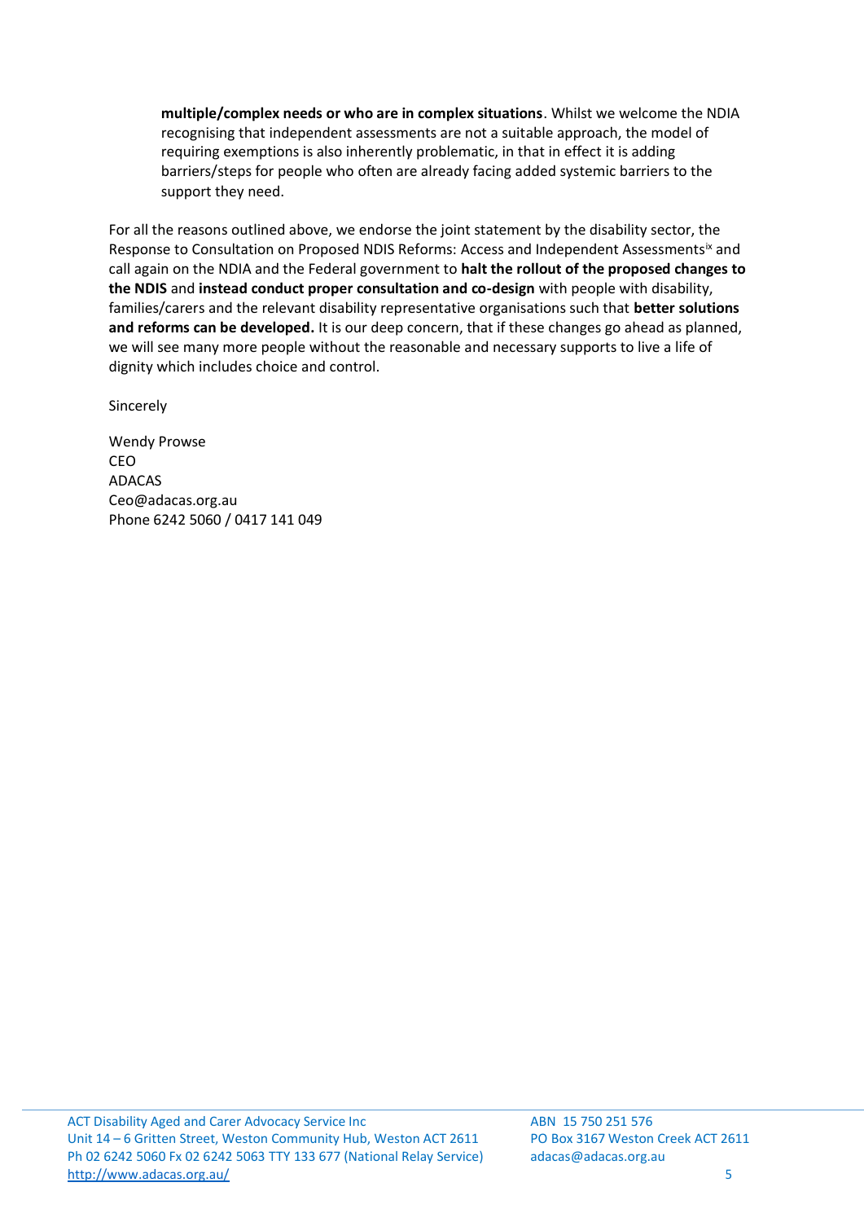**multiple/complex needs or who are in complex situations**. Whilst we welcome the NDIA recognising that independent assessments are not a suitable approach, the model of requiring exemptions is also inherently problematic, in that in effect it is adding barriers/steps for people who often are already facing added systemic barriers to the support they need.

For all the reasons outlined above, we endorse the joint statement by the disability sector, the Response to Consultation on Proposed NDIS Reforms: Access and Independent Assessments[ix] and call again on the NDIA and the Federal government to **halt the rollout of the proposed changes to the NDIS** and **instead conduct proper consultation and co-design** with people with disability, families/carers and the relevant disability representative organisations such that **better solutions and reforms can be developed.** It is our deep concern, that if these changes go ahead as planned, we will see many more people without the reasonable and necessary supports to live a life of dignity which includes choice and control.

Sincerely

Wendy Prowse
CEO
ADACAS
Ceo@adacas.org.au
Phone 6242 5060 / 0417 141 049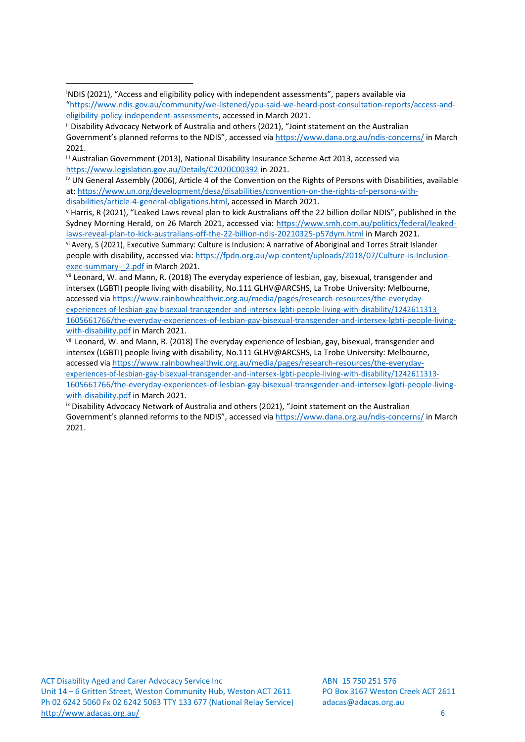[i]NDIS (2021), "Access and eligibility policy with independent assessments", papers available via "https://www.ndis.gov.au/community/we-listened/you-said-we-heard-post-consultation-reports/access-and-eligibility-policy-independent-assessments, accessed in March 2021.

[ii] Disability Advocacy Network of Australia and others (2021), "Joint statement on the Australian Government's planned reforms to the NDIS", accessed via https://www.dana.org.au/ndis-concerns/ in March 2021.

[iii] Australian Government (2013), National Disability Insurance Scheme Act 2013, accessed via https://www.legislation.gov.au/Details/C2020C00392 in 2021.

[iv] UN General Assembly (2006), Article 4 of the Convention on the Rights of Persons with Disabilities, available at: https://www.un.org/development/desa/disabilities/convention-on-the-rights-of-persons-with-disabilities/article-4-general-obligations.html, accessed in March 2021.

[v] Harris, R (2021), "Leaked Laws reveal plan to kick Australians off the 22 billion dollar NDIS", published in the Sydney Morning Herald, on 26 March 2021, accessed via: https://www.smh.com.au/politics/federal/leaked-laws-reveal-plan-to-kick-australians-off-the-22-billion-ndis-20210325-p57dym.html in March 2021.

[vi] Avery, S (2021), Executive Summary: Culture is Inclusion: A narrative of Aboriginal and Torres Strait Islander people with disability, accessed via: https://fpdn.org.au/wp-content/uploads/2018/07/Culture-is-Inclusion-exec-summary-_2.pdf in March 2021.

[vii] Leonard, W. and Mann, R. (2018) The everyday experience of lesbian, gay, bisexual, transgender and intersex (LGBTI) people living with disability, No.111 GLHV@ARCSHS, La Trobe University: Melbourne, accessed via https://www.rainbowhealthvic.org.au/media/pages/research-resources/the-everyday-experiences-of-lesbian-gay-bisexual-transgender-and-intersex-lgbti-people-living-with-disability/1242611313-1605661766/the-everyday-experiences-of-lesbian-gay-bisexual-transgender-and-intersex-lgbti-people-living-with-disability.pdf in March 2021.

[viii] Leonard, W. and Mann, R. (2018) The everyday experience of lesbian, gay, bisexual, transgender and intersex (LGBTI) people living with disability, No.111 GLHV@ARCSHS, La Trobe University: Melbourne, accessed via https://www.rainbowhealthvic.org.au/media/pages/research-resources/the-everyday-experiences-of-lesbian-gay-bisexual-transgender-and-intersex-lgbti-people-living-with-disability/1242611313-1605661766/the-everyday-experiences-of-lesbian-gay-bisexual-transgender-and-intersex-lgbti-people-living-with-disability.pdf in March 2021.

[ix] Disability Advocacy Network of Australia and others (2021), "Joint statement on the Australian Government's planned reforms to the NDIS", accessed via https://www.dana.org.au/ndis-concerns/ in March 2021.